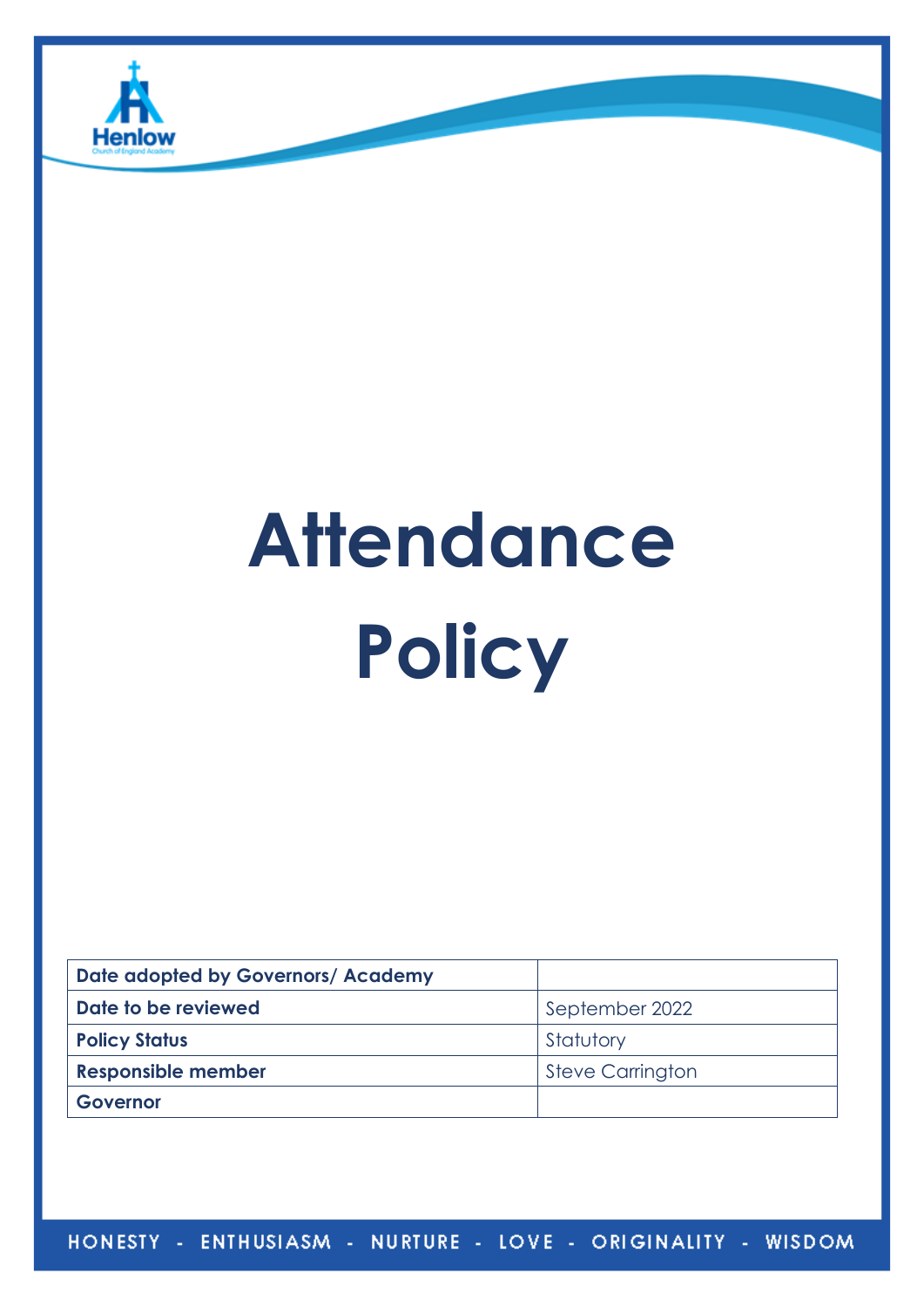Henlow
Church of England Academy

# Attendance Policy

| Date adopted by Governors/ Academy | |
|---|---|
| Date to be reviewed | September 2022 |
| Policy Status | Statutory |
| Responsible member | Steve Carrington |
| Governor | |

HONESTY - ENTHUSIASM - NURTURE - LOVE - ORIGINALITY - WISDOM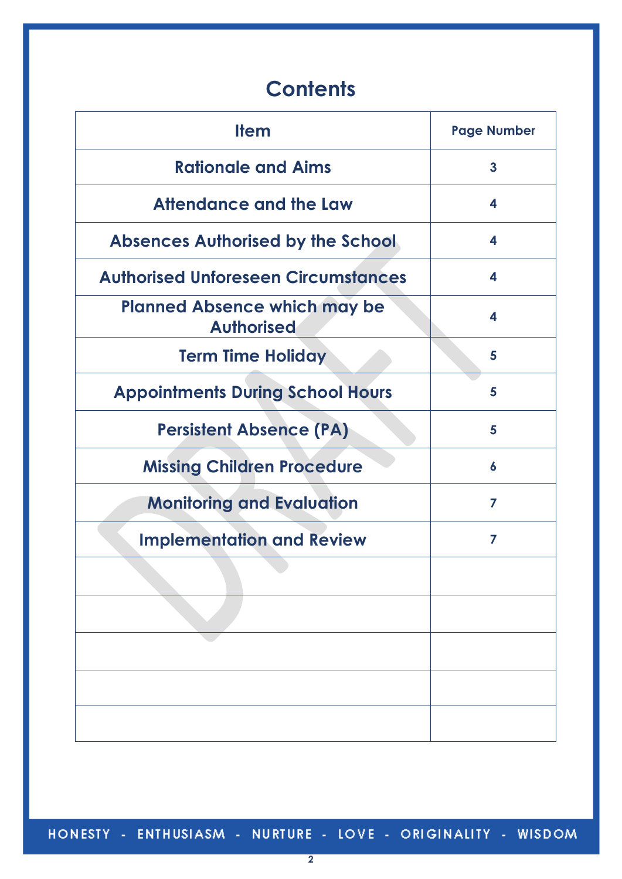# Contents

| Item | Page Number |
|---|---|
| Rationale and Aims | 3 |
| Attendance and the Law | 4 |
| Absences Authorised by the School | 4 |
| Authorised Unforeseen Circumstances | 4 |
| Planned Absence which may be Authorised | 4 |
| Term Time Holiday | 5 |
| Appointments During School Hours | 5 |
| Persistent Absence (PA) | 5 |
| Missing Children Procedure | 6 |
| Monitoring and Evaluation | 7 |
| Implementation and Review | 7 |
| | |
| | |
| | |
| | |
| | |

HONESTY - ENTHUSIASM - NURTURE - LOVE - ORIGINALITY - WISDOM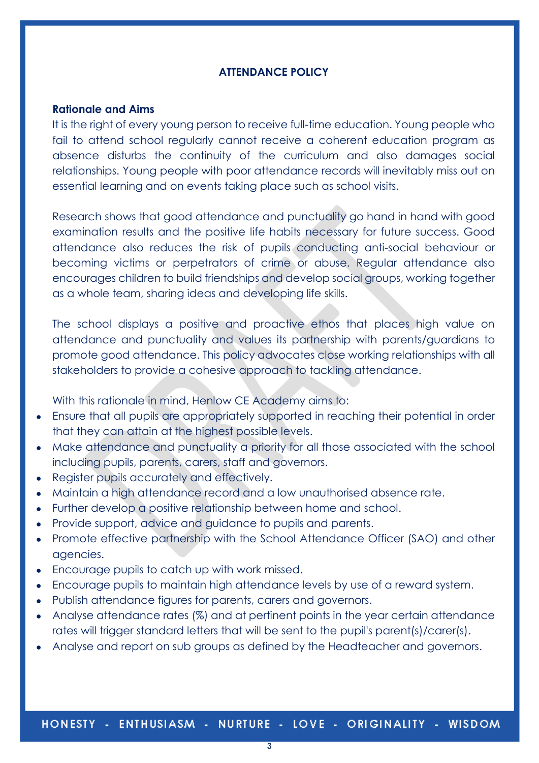## ATTENDANCE POLICY

**Rationale and Aims**

It is the right of every young person to receive full-time education. Young people who fail to attend school regularly cannot receive a coherent education program as absence disturbs the continuity of the curriculum and also damages social relationships. Young people with poor attendance records will inevitably miss out on essential learning and on events taking place such as school visits.

Research shows that good attendance and punctuality go hand in hand with good examination results and the positive life habits necessary for future success. Good attendance also reduces the risk of pupils conducting anti-social behaviour or becoming victims or perpetrators of crime or abuse. Regular attendance also encourages children to build friendships and develop social groups, working together as a whole team, sharing ideas and developing life skills.

The school displays a positive and proactive ethos that places high value on attendance and punctuality and values its partnership with parents/guardians to promote good attendance. This policy advocates close working relationships with all stakeholders to provide a cohesive approach to tackling attendance.

With this rationale in mind, Henlow CE Academy aims to:

- Ensure that all pupils are appropriately supported in reaching their potential in order that they can attain at the highest possible levels.
- Make attendance and punctuality a priority for all those associated with the school including pupils, parents, carers, staff and governors.
- Register pupils accurately and effectively.
- Maintain a high attendance record and a low unauthorised absence rate.
- Further develop a positive relationship between home and school.
- Provide support, advice and guidance to pupils and parents.
- Promote effective partnership with the School Attendance Officer (SAO) and other agencies.
- Encourage pupils to catch up with work missed.
- Encourage pupils to maintain high attendance levels by use of a reward system.
- Publish attendance figures for parents, carers and governors.
- Analyse attendance rates (%) and at pertinent points in the year certain attendance rates will trigger standard letters that will be sent to the pupil's parent(s)/carer(s).
- Analyse and report on sub groups as defined by the Headteacher and governors.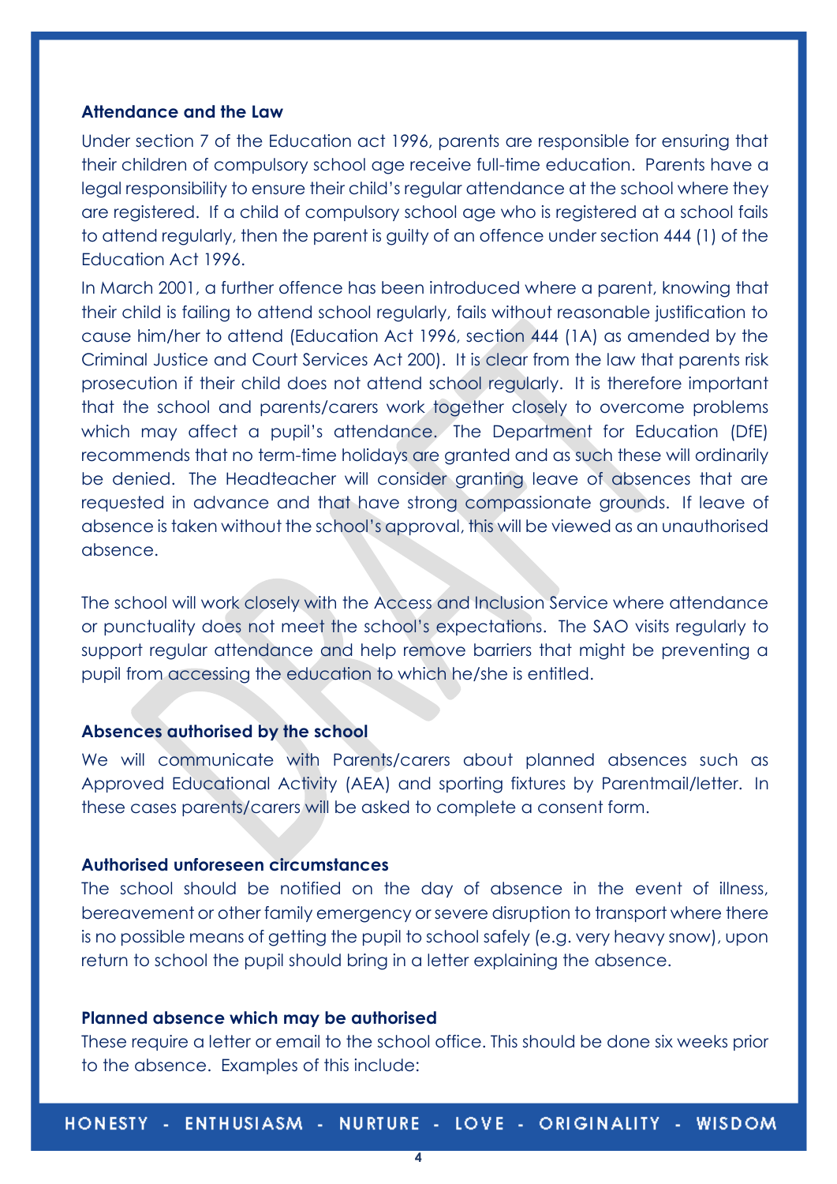**Attendance and the Law**

Under section 7 of the Education act 1996, parents are responsible for ensuring that their children of compulsory school age receive full-time education. Parents have a legal responsibility to ensure their child's regular attendance at the school where they are registered. If a child of compulsory school age who is registered at a school fails to attend regularly, then the parent is guilty of an offence under section 444 (1) of the Education Act 1996.

In March 2001, a further offence has been introduced where a parent, knowing that their child is failing to attend school regularly, fails without reasonable justification to cause him/her to attend (Education Act 1996, section 444 (1A) as amended by the Criminal Justice and Court Services Act 200). It is clear from the law that parents risk prosecution if their child does not attend school regularly. It is therefore important that the school and parents/carers work together closely to overcome problems which may affect a pupil's attendance. The Department for Education (DfE) recommends that no term-time holidays are granted and as such these will ordinarily be denied. The Headteacher will consider granting leave of absences that are requested in advance and that have strong compassionate grounds. If leave of absence is taken without the school's approval, this will be viewed as an unauthorised absence.

The school will work closely with the Access and Inclusion Service where attendance or punctuality does not meet the school's expectations. The SAO visits regularly to support regular attendance and help remove barriers that might be preventing a pupil from accessing the education to which he/she is entitled.

**Absences authorised by the school**

We will communicate with Parents/carers about planned absences such as Approved Educational Activity (AEA) and sporting fixtures by Parentmail/letter. In these cases parents/carers will be asked to complete a consent form.

**Authorised unforeseen circumstances**

The school should be notified on the day of absence in the event of illness, bereavement or other family emergency or severe disruption to transport where there is no possible means of getting the pupil to school safely (e.g. very heavy snow), upon return to school the pupil should bring in a letter explaining the absence.

**Planned absence which may be authorised**

These require a letter or email to the school office. This should be done six weeks prior to the absence. Examples of this include: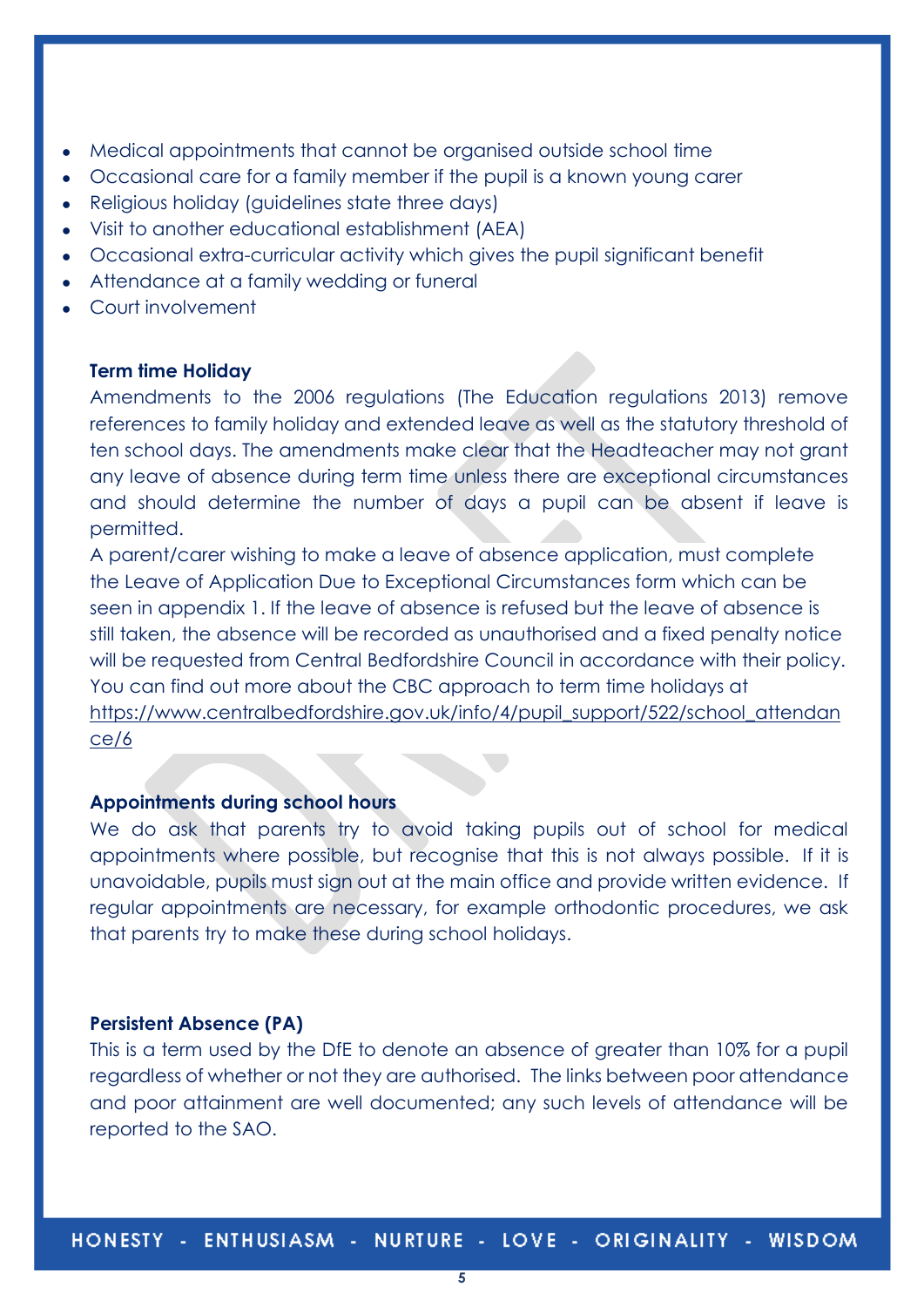- Medical appointments that cannot be organised outside school time
- Occasional care for a family member if the pupil is a known young carer
- Religious holiday (guidelines state three days)
- Visit to another educational establishment (AEA)
- Occasional extra-curricular activity which gives the pupil significant benefit
- Attendance at a family wedding or funeral
- Court involvement

**Term time Holiday**

Amendments to the 2006 regulations (The Education regulations 2013) remove references to family holiday and extended leave as well as the statutory threshold of ten school days. The amendments make clear that the Headteacher may not grant any leave of absence during term time unless there are exceptional circumstances and should determine the number of days a pupil can be absent if leave is permitted.

A parent/carer wishing to make a leave of absence application, must complete the Leave of Application Due to Exceptional Circumstances form which can be seen in appendix 1. If the leave of absence is refused but the leave of absence is still taken, the absence will be recorded as unauthorised and a fixed penalty notice will be requested from Central Bedfordshire Council in accordance with their policy. You can find out more about the CBC approach to term time holidays at https://www.centralbedfordshire.gov.uk/info/4/pupil_support/522/school_attendance/6

**Appointments during school hours**

We do ask that parents try to avoid taking pupils out of school for medical appointments where possible, but recognise that this is not always possible. If it is unavoidable, pupils must sign out at the main office and provide written evidence. If regular appointments are necessary, for example orthodontic procedures, we ask that parents try to make these during school holidays.

**Persistent Absence (PA)**

This is a term used by the DfE to denote an absence of greater than 10% for a pupil regardless of whether or not they are authorised. The links between poor attendance and poor attainment are well documented; any such levels of attendance will be reported to the SAO.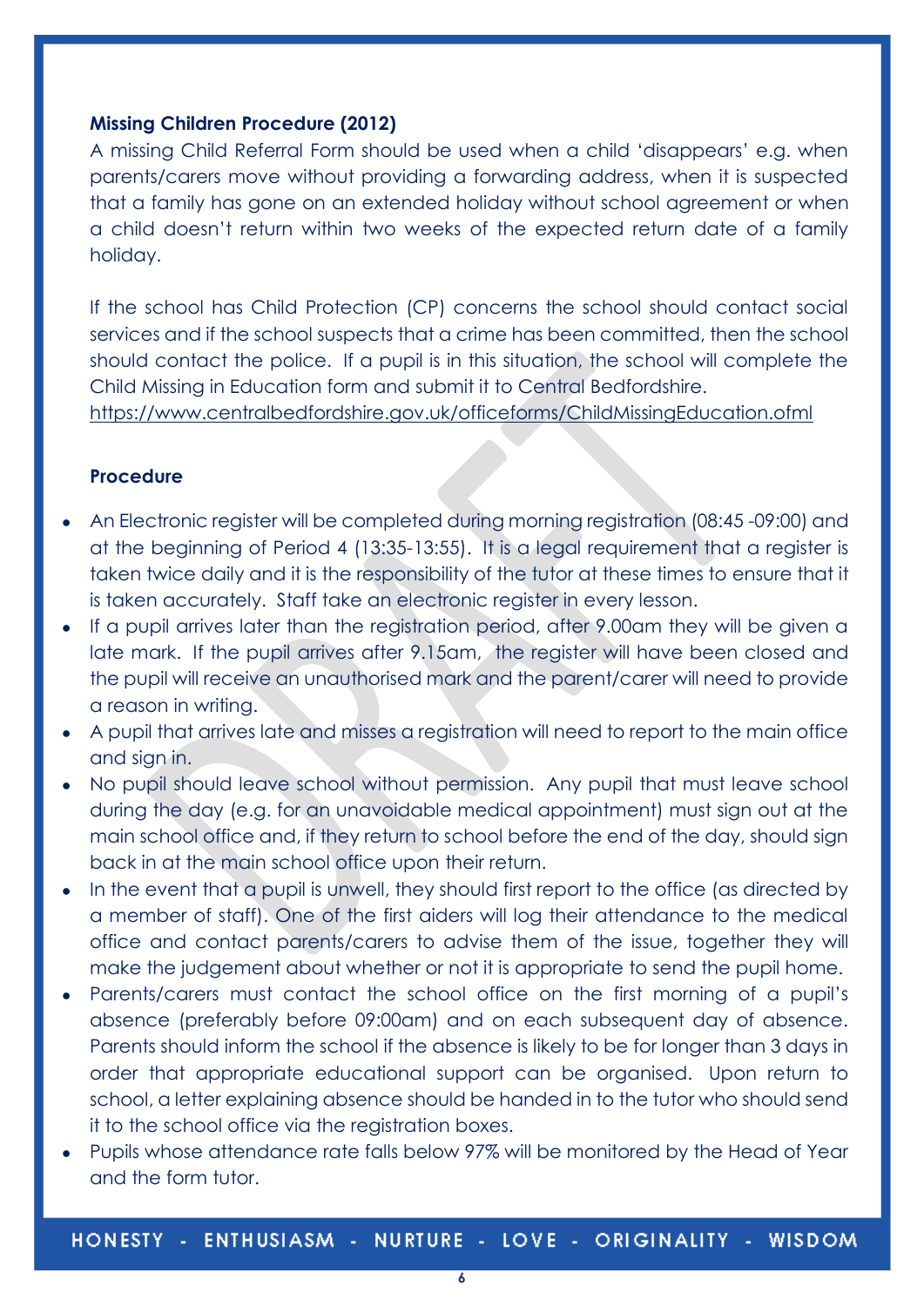**Missing Children Procedure (2012)**

A missing Child Referral Form should be used when a child 'disappears' e.g. when parents/carers move without providing a forwarding address, when it is suspected that a family has gone on an extended holiday without school agreement or when a child doesn't return within two weeks of the expected return date of a family holiday.

If the school has Child Protection (CP) concerns the school should contact social services and if the school suspects that a crime has been committed, then the school should contact the police. If a pupil is in this situation, the school will complete the Child Missing in Education form and submit it to Central Bedfordshire. https://www.centralbedfordshire.gov.uk/officeforms/ChildMissingEducation.ofml

**Procedure**

- An Electronic register will be completed during morning registration (08:45 -09:00) and at the beginning of Period 4 (13:35-13:55). It is a legal requirement that a register is taken twice daily and it is the responsibility of the tutor at these times to ensure that it is taken accurately. Staff take an electronic register in every lesson.
- If a pupil arrives later than the registration period, after 9.00am they will be given a late mark. If the pupil arrives after 9.15am, the register will have been closed and the pupil will receive an unauthorised mark and the parent/carer will need to provide a reason in writing.
- A pupil that arrives late and misses a registration will need to report to the main office and sign in.
- No pupil should leave school without permission. Any pupil that must leave school during the day (e.g. for an unavoidable medical appointment) must sign out at the main school office and, if they return to school before the end of the day, should sign back in at the main school office upon their return.
- In the event that a pupil is unwell, they should first report to the office (as directed by a member of staff). One of the first aiders will log their attendance to the medical office and contact parents/carers to advise them of the issue, together they will make the judgement about whether or not it is appropriate to send the pupil home.
- Parents/carers must contact the school office on the first morning of a pupil's absence (preferably before 09:00am) and on each subsequent day of absence. Parents should inform the school if the absence is likely to be for longer than 3 days in order that appropriate educational support can be organised. Upon return to school, a letter explaining absence should be handed in to the tutor who should send it to the school office via the registration boxes.
- Pupils whose attendance rate falls below 97% will be monitored by the Head of Year and the form tutor.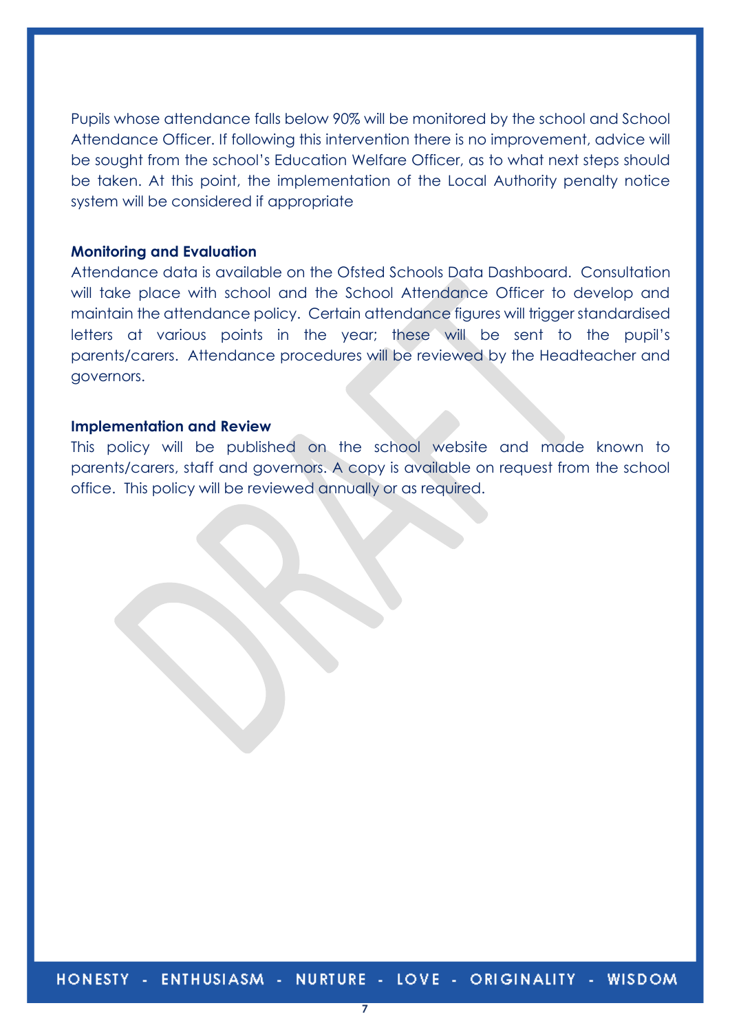Pupils whose attendance falls below 90% will be monitored by the school and School Attendance Officer. If following this intervention there is no improvement, advice will be sought from the school's Education Welfare Officer, as to what next steps should be taken. At this point, the implementation of the Local Authority penalty notice system will be considered if appropriate

**Monitoring and Evaluation**

Attendance data is available on the Ofsted Schools Data Dashboard. Consultation will take place with school and the School Attendance Officer to develop and maintain the attendance policy. Certain attendance figures will trigger standardised letters at various points in the year; these will be sent to the pupil's parents/carers. Attendance procedures will be reviewed by the Headteacher and governors.

**Implementation and Review**

This policy will be published on the school website and made known to parents/carers, staff and governors. A copy is available on request from the school office. This policy will be reviewed annually or as required.